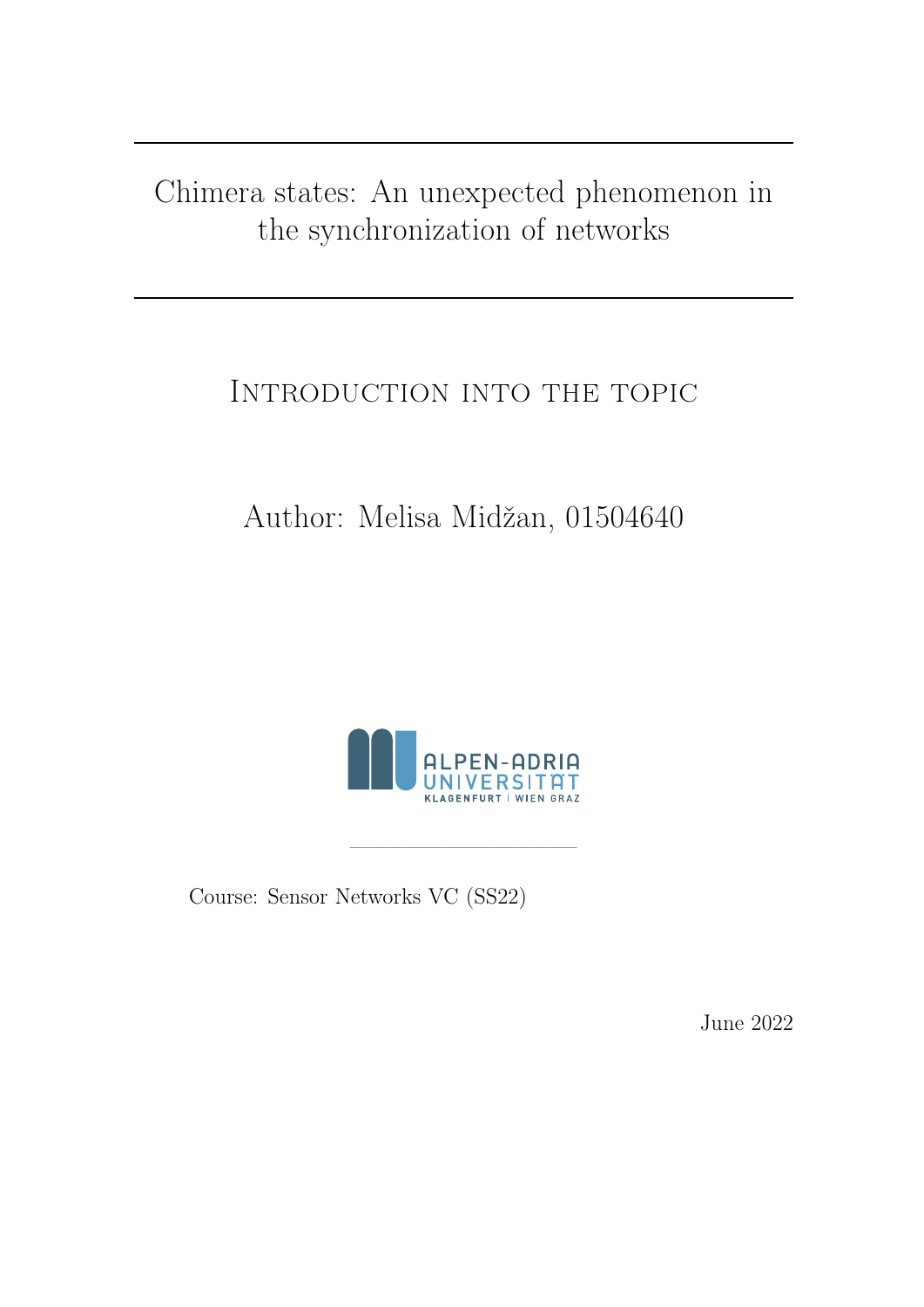# Chimera states: An unexpected phenomenon in the synchronization of networks

## Introduction into the topic

Author: Melisa Midžan, 01504640

ALPEN-ADRIA UNIVERSITÄT
KLAGENFURT | WIEN GRAZ

Course: Sensor Networks VC (SS22)

June 2022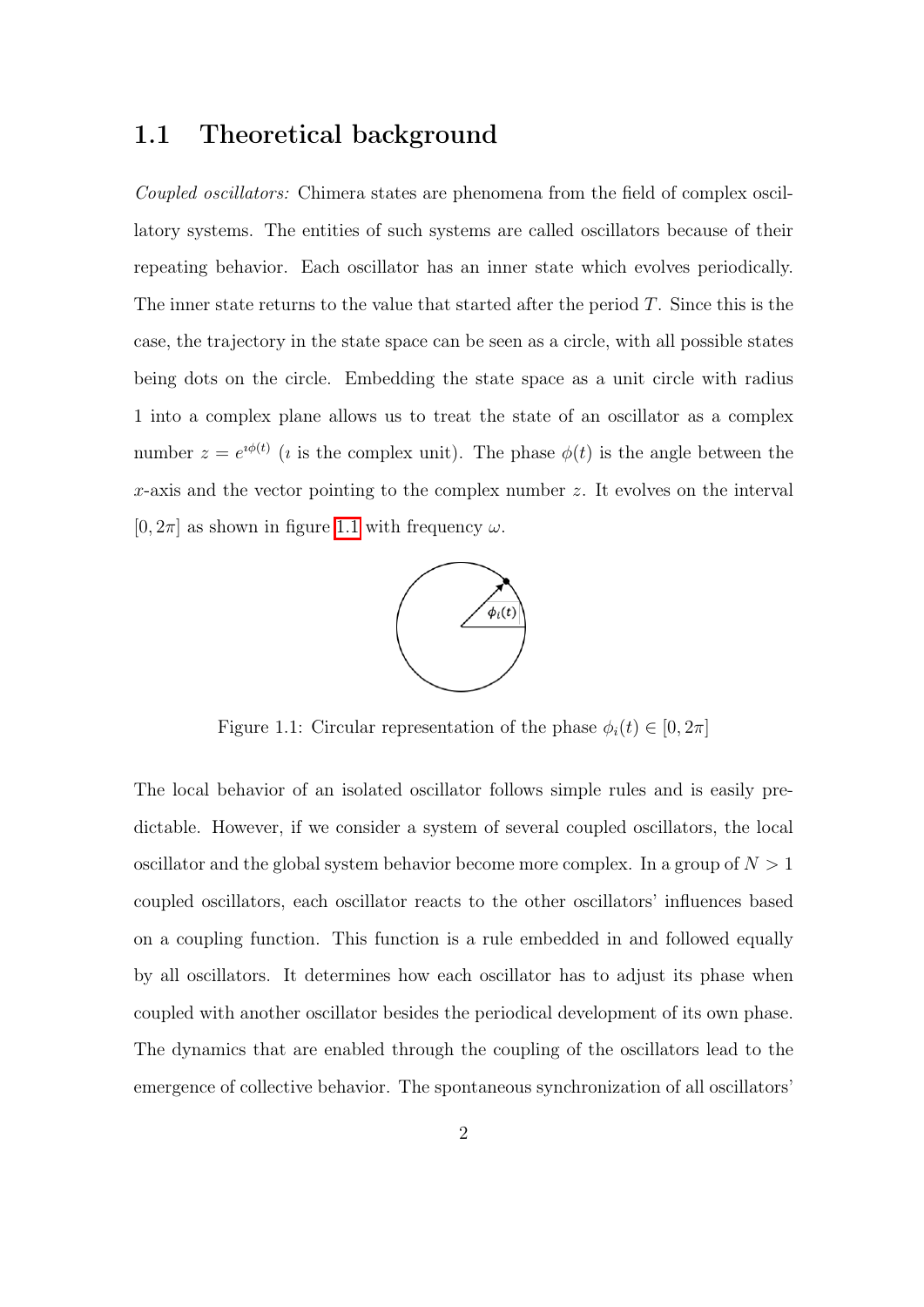## 1.1 Theoretical background

*Coupled oscillators:* Chimera states are phenomena from the field of complex oscillatory systems. The entities of such systems are called oscillators because of their repeating behavior. Each oscillator has an inner state which evolves periodically. The inner state returns to the value that started after the period $T$. Since this is the case, the trajectory in the state space can be seen as a circle, with all possible states being dots on the circle. Embedding the state space as a unit circle with radius 1 into a complex plane allows us to treat the state of an oscillator as a complex number $z = e^{\imath\phi(t)}$ ($\imath$ is the complex unit). The phase $\phi(t)$ is the angle between the $x$-axis and the vector pointing to the complex number $z$. It evolves on the interval $[0, 2\pi]$ as shown in figure 1.1 with frequency $\omega$.

Figure 1.1: Circular representation of the phase $\phi_i(t) \in [0, 2\pi]$

The local behavior of an isolated oscillator follows simple rules and is easily predictable. However, if we consider a system of several coupled oscillators, the local oscillator and the global system behavior become more complex. In a group of $N > 1$ coupled oscillators, each oscillator reacts to the other oscillators' influences based on a coupling function. This function is a rule embedded in and followed equally by all oscillators. It determines how each oscillator has to adjust its phase when coupled with another oscillator besides the periodical development of its own phase. The dynamics that are enabled through the coupling of the oscillators lead to the emergence of collective behavior. The spontaneous synchronization of all oscillators'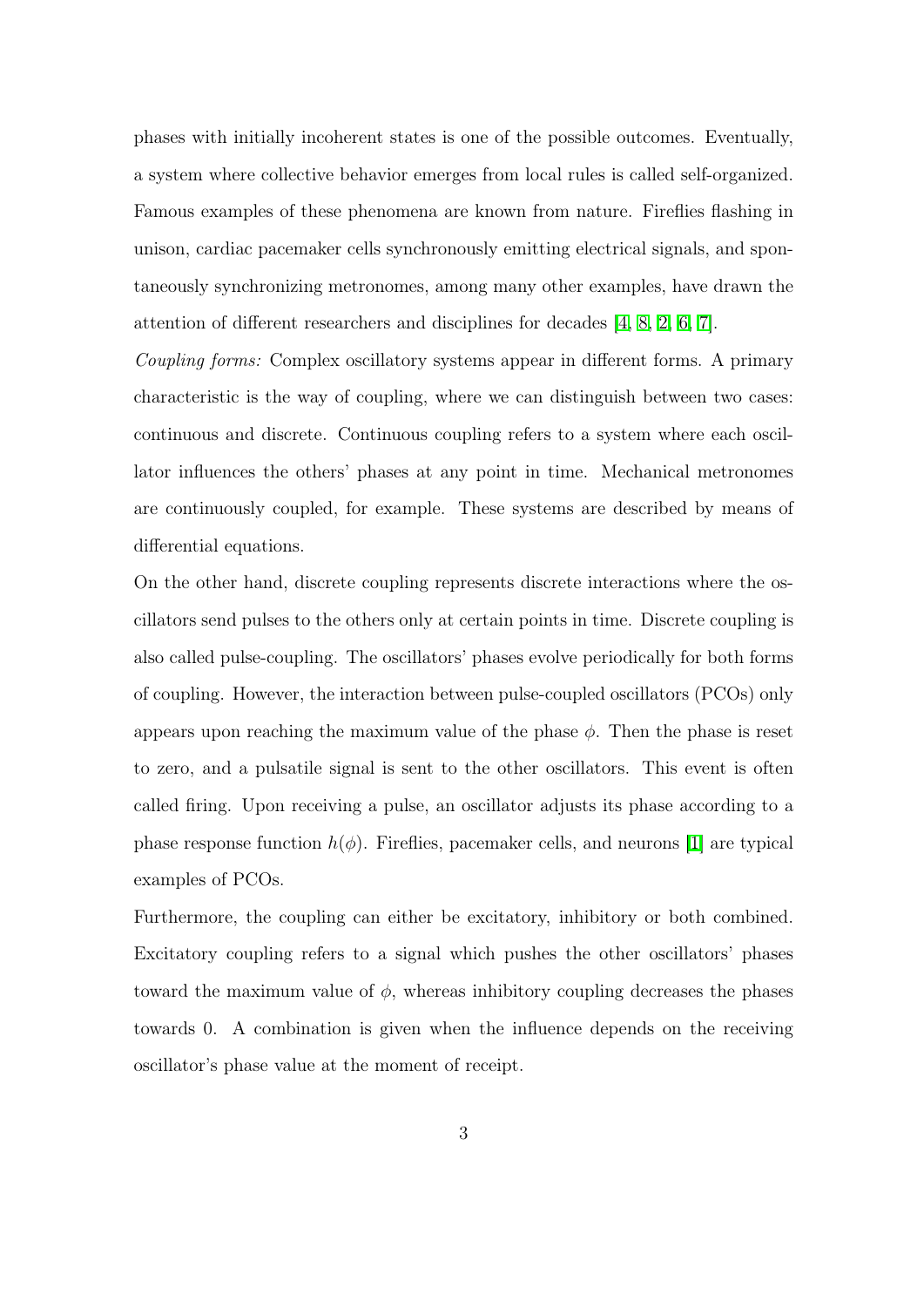phases with initially incoherent states is one of the possible outcomes. Eventually, a system where collective behavior emerges from local rules is called self-organized. Famous examples of these phenomena are known from nature. Fireflies flashing in unison, cardiac pacemaker cells synchronously emitting electrical signals, and spontaneously synchronizing metronomes, among many other examples, have drawn the attention of different researchers and disciplines for decades [4, 8, 2, 6, 7].

*Coupling forms:* Complex oscillatory systems appear in different forms. A primary characteristic is the way of coupling, where we can distinguish between two cases: continuous and discrete. Continuous coupling refers to a system where each oscillator influences the others' phases at any point in time. Mechanical metronomes are continuously coupled, for example. These systems are described by means of differential equations.

On the other hand, discrete coupling represents discrete interactions where the oscillators send pulses to the others only at certain points in time. Discrete coupling is also called pulse-coupling. The oscillators' phases evolve periodically for both forms of coupling. However, the interaction between pulse-coupled oscillators (PCOs) only appears upon reaching the maximum value of the phase $\phi$. Then the phase is reset to zero, and a pulsatile signal is sent to the other oscillators. This event is often called firing. Upon receiving a pulse, an oscillator adjusts its phase according to a phase response function $h(\phi)$. Fireflies, pacemaker cells, and neurons [1] are typical examples of PCOs.

Furthermore, the coupling can either be excitatory, inhibitory or both combined. Excitatory coupling refers to a signal which pushes the other oscillators' phases toward the maximum value of $\phi$, whereas inhibitory coupling decreases the phases towards 0. A combination is given when the influence depends on the receiving oscillator's phase value at the moment of receipt.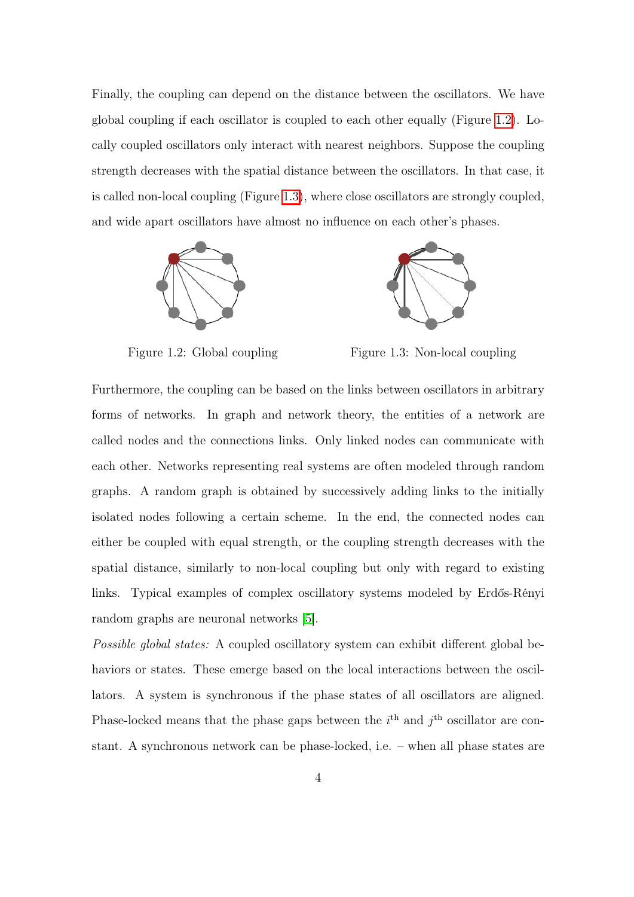Finally, the coupling can depend on the distance between the oscillators. We have global coupling if each oscillator is coupled to each other equally (Figure 1.2). Locally coupled oscillators only interact with nearest neighbors. Suppose the coupling strength decreases with the spatial distance between the oscillators. In that case, it is called non-local coupling (Figure 1.3), where close oscillators are strongly coupled, and wide apart oscillators have almost no influence on each other's phases.

Figure 1.2: Global coupling

Figure 1.3: Non-local coupling

Furthermore, the coupling can be based on the links between oscillators in arbitrary forms of networks. In graph and network theory, the entities of a network are called nodes and the connections links. Only linked nodes can communicate with each other. Networks representing real systems are often modeled through random graphs. A random graph is obtained by successively adding links to the initially isolated nodes following a certain scheme. In the end, the connected nodes can either be coupled with equal strength, or the coupling strength decreases with the spatial distance, similarly to non-local coupling but only with regard to existing links. Typical examples of complex oscillatory systems modeled by Erdős-Rényi random graphs are neuronal networks [5].

*Possible global states:* A coupled oscillatory system can exhibit different global behaviors or states. These emerge based on the local interactions between the oscillators. A system is synchronous if the phase states of all oscillators are aligned. Phase-locked means that the phase gaps between the $i^{\text{th}}$ and $j^{\text{th}}$ oscillator are constant. A synchronous network can be phase-locked, i.e. – when all phase states are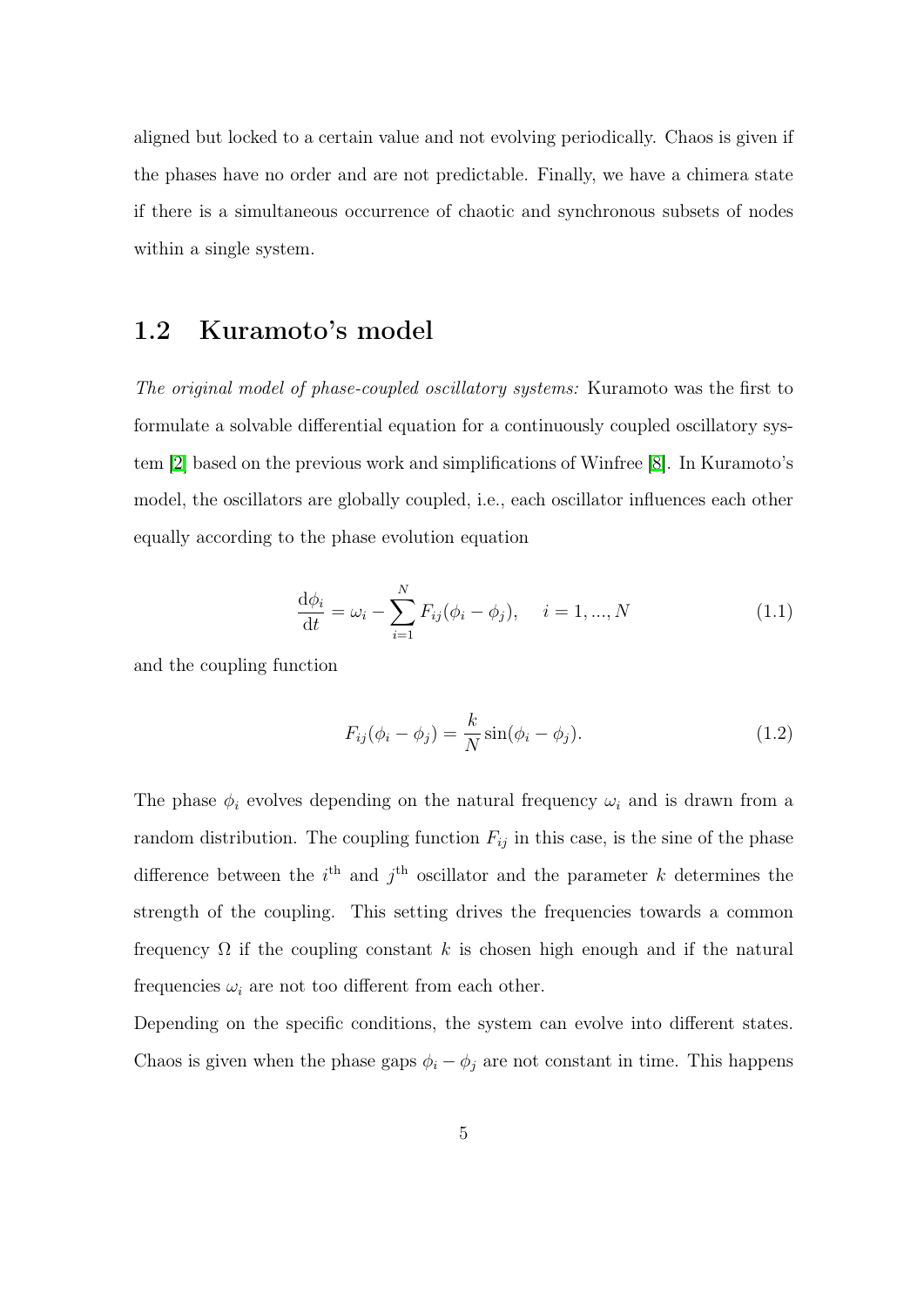aligned but locked to a certain value and not evolving periodically. Chaos is given if the phases have no order and are not predictable. Finally, we have a chimera state if there is a simultaneous occurrence of chaotic and synchronous subsets of nodes within a single system.

## 1.2 Kuramoto's model

*The original model of phase-coupled oscillatory systems:* Kuramoto was the first to formulate a solvable differential equation for a continuously coupled oscillatory system [2] based on the previous work and simplifications of Winfree [8]. In Kuramoto's model, the oscillators are globally coupled, i.e., each oscillator influences each other equally according to the phase evolution equation

$$\frac{\mathrm{d}\phi_i}{\mathrm{d}t} = \omega_i - \sum_{i=1}^{N} F_{ij}(\phi_i - \phi_j), \quad i = 1, ..., N \tag{1.1}$$

and the coupling function

$$F_{ij}(\phi_i - \phi_j) = \frac{k}{N} \sin(\phi_i - \phi_j). \tag{1.2}$$

The phase $\phi_i$ evolves depending on the natural frequency $\omega_i$ and is drawn from a random distribution. The coupling function $F_{ij}$ in this case, is the sine of the phase difference between the $i^{\text{th}}$ and $j^{\text{th}}$ oscillator and the parameter $k$ determines the strength of the coupling. This setting drives the frequencies towards a common frequency $\Omega$ if the coupling constant $k$ is chosen high enough and if the natural frequencies $\omega_i$ are not too different from each other.

Depending on the specific conditions, the system can evolve into different states. Chaos is given when the phase gaps $\phi_i - \phi_j$ are not constant in time. This happens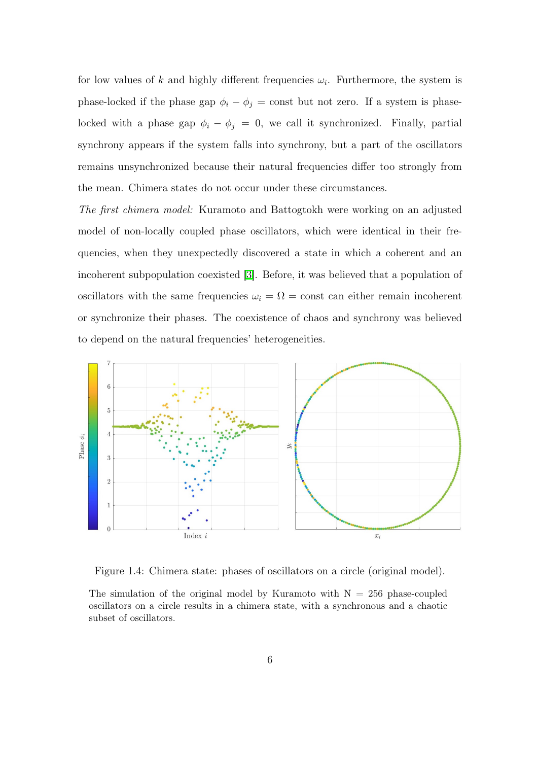for low values of $k$ and highly different frequencies $\omega_i$. Furthermore, the system is phase-locked if the phase gap $\phi_i - \phi_j = \text{const}$ but not zero. If a system is phase-locked with a phase gap $\phi_i - \phi_j = 0$, we call it synchronized. Finally, partial synchrony appears if the system falls into synchrony, but a part of the oscillators remains unsynchronized because their natural frequencies differ too strongly from the mean. Chimera states do not occur under these circumstances.

*The first chimera model:* Kuramoto and Battogtokh were working on an adjusted model of non-locally coupled phase oscillators, which were identical in their frequencies, when they unexpectedly discovered a state in which a coherent and an incoherent subpopulation coexisted [3]. Before, it was believed that a population of oscillators with the same frequencies $\omega_i = \Omega = \text{const}$ can either remain incoherent or synchronize their phases. The coexistence of chaos and synchrony was believed to depend on the natural frequencies' heterogeneities.

Figure 1.4: Chimera state: phases of oscillators on a circle (original model).

The simulation of the original model by Kuramoto with N = 256 phase-coupled oscillators on a circle results in a chimera state, with a synchronous and a chaotic subset of oscillators.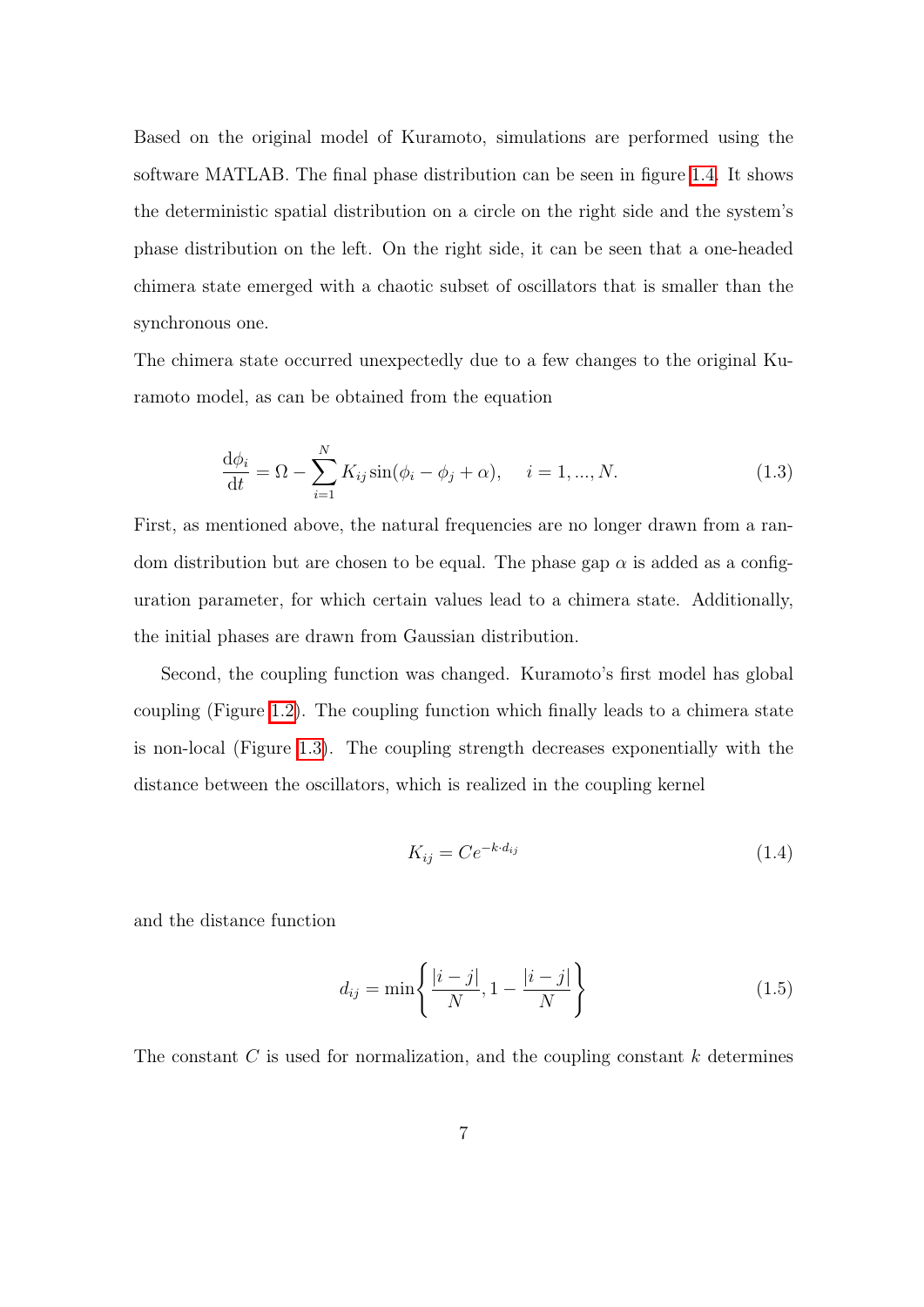Based on the original model of Kuramoto, simulations are performed using the software MATLAB. The final phase distribution can be seen in figure 1.4. It shows the deterministic spatial distribution on a circle on the right side and the system's phase distribution on the left. On the right side, it can be seen that a one-headed chimera state emerged with a chaotic subset of oscillators that is smaller than the synchronous one.

The chimera state occurred unexpectedly due to a few changes to the original Kuramoto model, as can be obtained from the equation

$$\frac{\mathrm{d}\phi_i}{\mathrm{d}t} = \Omega - \sum_{i=1}^{N} K_{ij} \sin(\phi_i - \phi_j + \alpha), \quad i = 1, ..., N. \tag{1.3}$$

First, as mentioned above, the natural frequencies are no longer drawn from a random distribution but are chosen to be equal. The phase gap $\alpha$ is added as a configuration parameter, for which certain values lead to a chimera state. Additionally, the initial phases are drawn from Gaussian distribution.

Second, the coupling function was changed. Kuramoto's first model has global coupling (Figure 1.2). The coupling function which finally leads to a chimera state is non-local (Figure 1.3). The coupling strength decreases exponentially with the distance between the oscillators, which is realized in the coupling kernel

$$K_{ij} = Ce^{-k \cdot d_{ij}} \tag{1.4}$$

and the distance function

$$d_{ij} = \min\left\{ \frac{|i-j|}{N}, 1 - \frac{|i-j|}{N} \right\} \tag{1.5}$$

The constant $C$ is used for normalization, and the coupling constant $k$ determines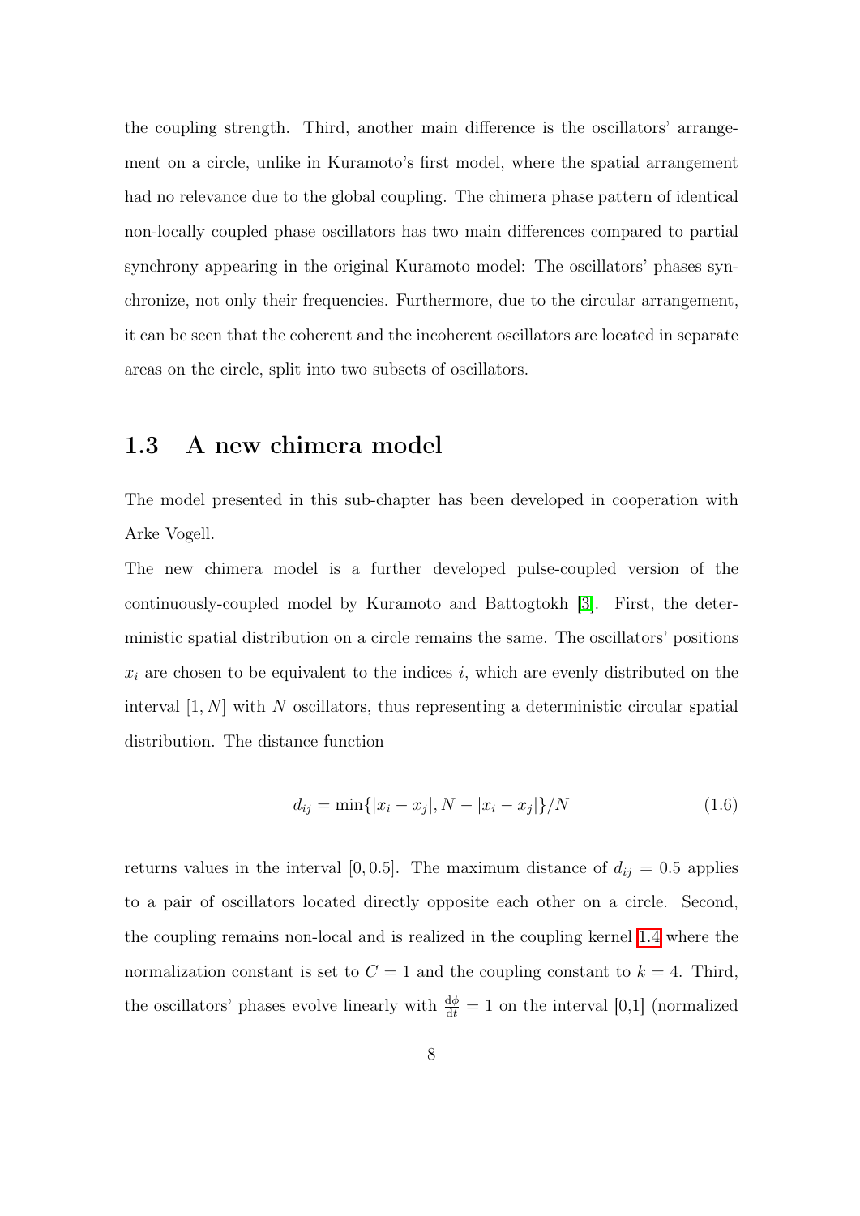the coupling strength. Third, another main difference is the oscillators' arrangement on a circle, unlike in Kuramoto's first model, where the spatial arrangement had no relevance due to the global coupling. The chimera phase pattern of identical non-locally coupled phase oscillators has two main differences compared to partial synchrony appearing in the original Kuramoto model: The oscillators' phases synchronize, not only their frequencies. Furthermore, due to the circular arrangement, it can be seen that the coherent and the incoherent oscillators are located in separate areas on the circle, split into two subsets of oscillators.

## 1.3 A new chimera model

The model presented in this sub-chapter has been developed in cooperation with Arke Vogell.

The new chimera model is a further developed pulse-coupled version of the continuously-coupled model by Kuramoto and Battogtokh [3]. First, the deterministic spatial distribution on a circle remains the same. The oscillators' positions $x_i$ are chosen to be equivalent to the indices $i$, which are evenly distributed on the interval $[1, N]$ with $N$ oscillators, thus representing a deterministic circular spatial distribution. The distance function

$$d_{ij} = \min\{|x_i - x_j|, N - |x_i - x_j|\}/N \tag{1.6}$$

returns values in the interval $[0, 0.5]$. The maximum distance of $d_{ij} = 0.5$ applies to a pair of oscillators located directly opposite each other on a circle. Second, the coupling remains non-local and is realized in the coupling kernel 1.4 where the normalization constant is set to $C = 1$ and the coupling constant to $k = 4$. Third, the oscillators' phases evolve linearly with $\frac{\mathrm{d}\phi}{\mathrm{d}t} = 1$ on the interval [0,1] (normalized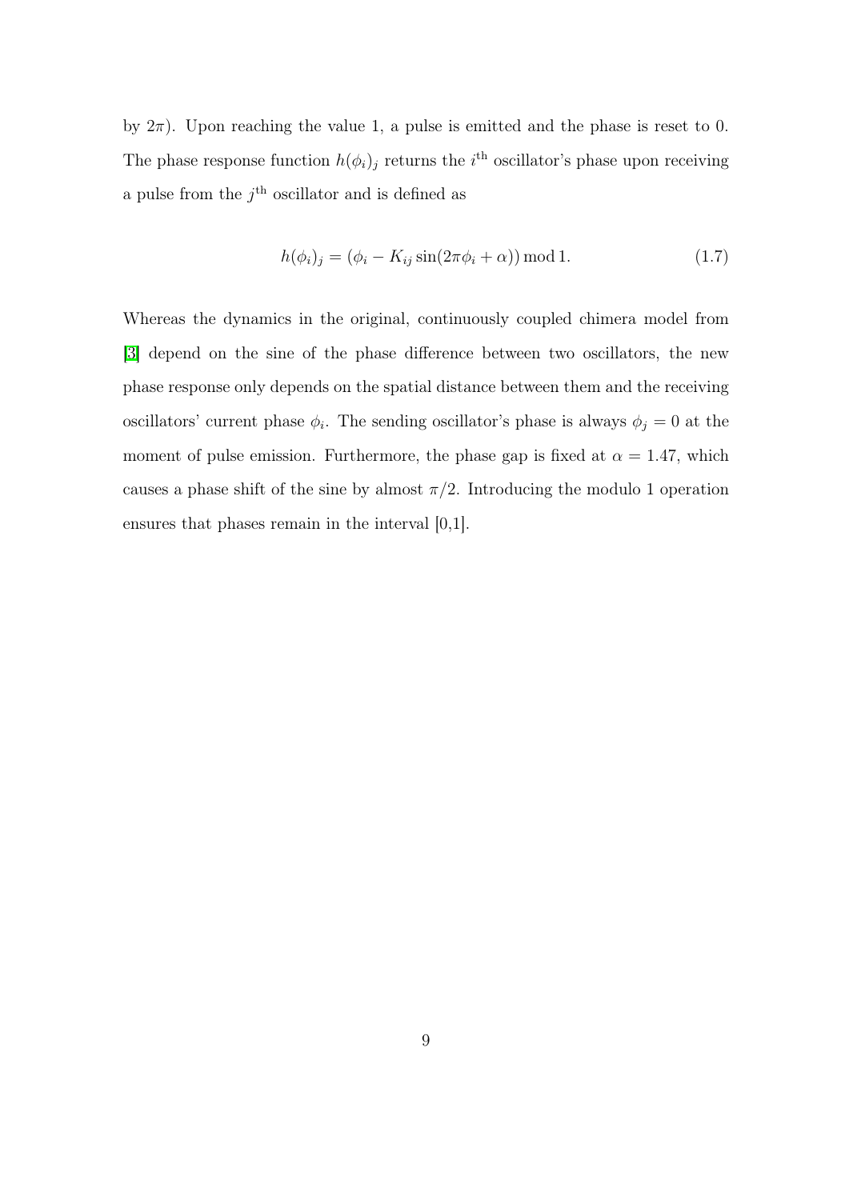by $2\pi$). Upon reaching the value 1, a pulse is emitted and the phase is reset to 0. The phase response function $h(\phi_i)_j$ returns the $i^{\text{th}}$ oscillator's phase upon receiving a pulse from the $j^{\text{th}}$ oscillator and is defined as

$$h(\phi_i)_j = (\phi_i - K_{ij} \sin(2\pi\phi_i + \alpha)) \bmod 1. \tag{1.7}$$

Whereas the dynamics in the original, continuously coupled chimera model from [3] depend on the sine of the phase difference between two oscillators, the new phase response only depends on the spatial distance between them and the receiving oscillators' current phase $\phi_i$. The sending oscillator's phase is always $\phi_j = 0$ at the moment of pulse emission. Furthermore, the phase gap is fixed at $\alpha = 1.47$, which causes a phase shift of the sine by almost $\pi/2$. Introducing the modulo 1 operation ensures that phases remain in the interval [0,1].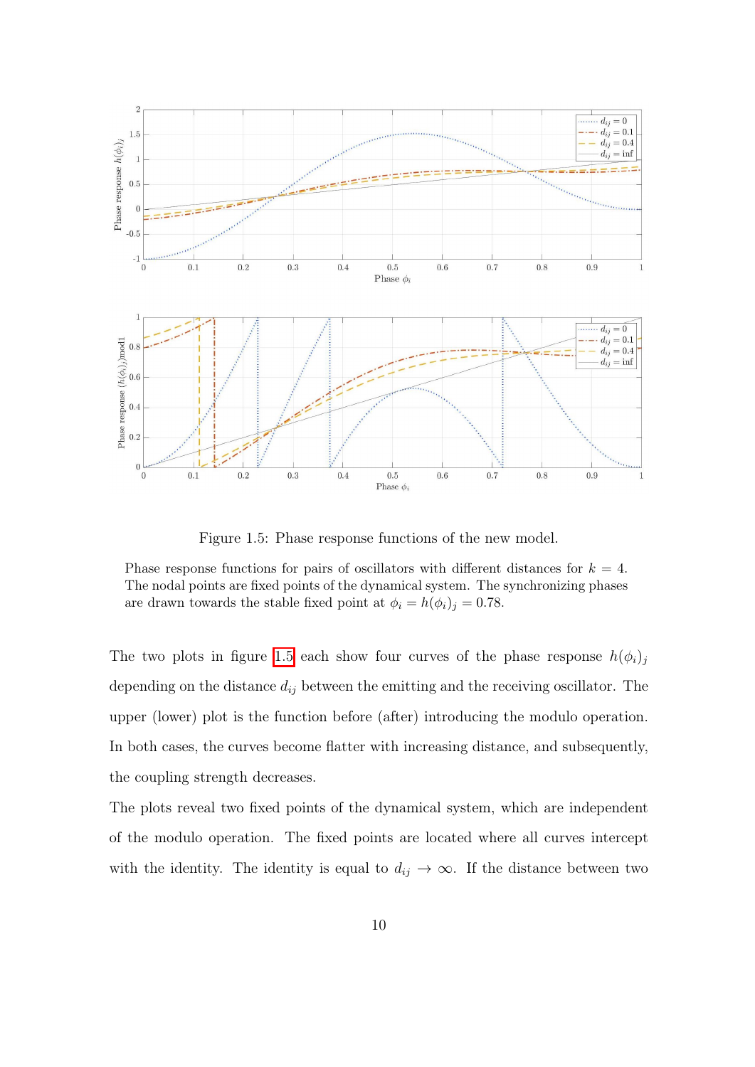Figure 1.5: Phase response functions of the new model.

Phase response functions for pairs of oscillators with different distances for $k = 4$. The nodal points are fixed points of the dynamical system. The synchronizing phases are drawn towards the stable fixed point at $\phi_i = h(\phi_i)_j = 0.78$.

The two plots in figure 1.5 each show four curves of the phase response $h(\phi_i)_j$ depending on the distance $d_{ij}$ between the emitting and the receiving oscillator. The upper (lower) plot is the function before (after) introducing the modulo operation. In both cases, the curves become flatter with increasing distance, and subsequently, the coupling strength decreases.

The plots reveal two fixed points of the dynamical system, which are independent of the modulo operation. The fixed points are located where all curves intercept with the identity. The identity is equal to $d_{ij} \to \infty$. If the distance between two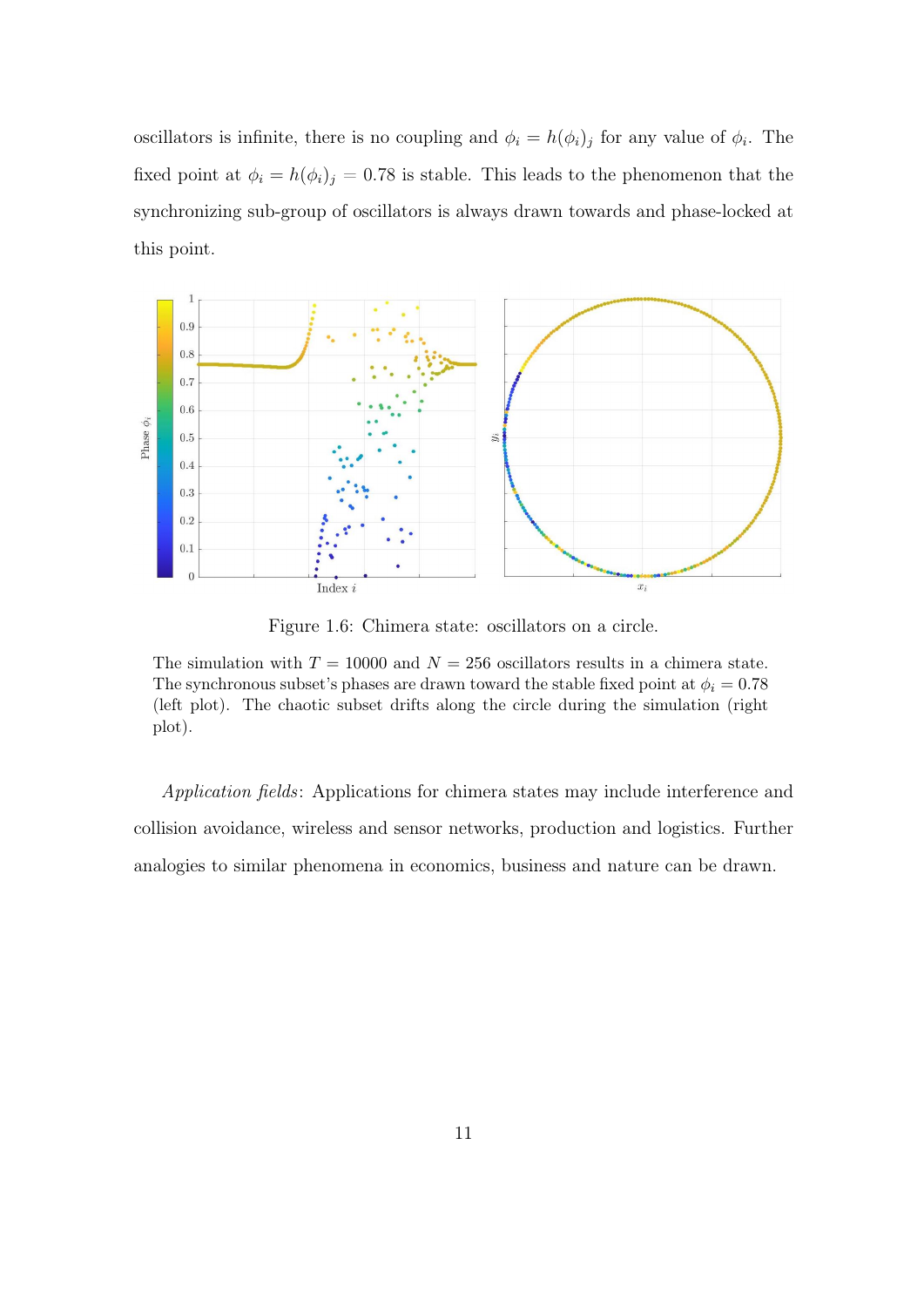oscillators is infinite, there is no coupling and $\phi_i = h(\phi_i)_j$ for any value of $\phi_i$. The fixed point at $\phi_i = h(\phi_i)_j = 0.78$ is stable. This leads to the phenomenon that the synchronizing sub-group of oscillators is always drawn towards and phase-locked at this point.

Figure 1.6: Chimera state: oscillators on a circle.

The simulation with $T = 10000$ and $N = 256$ oscillators results in a chimera state. The synchronous subset's phases are drawn toward the stable fixed point at $\phi_i = 0.78$ (left plot). The chaotic subset drifts along the circle during the simulation (right plot).

*Application fields*: Applications for chimera states may include interference and collision avoidance, wireless and sensor networks, production and logistics. Further analogies to similar phenomena in economics, business and nature can be drawn.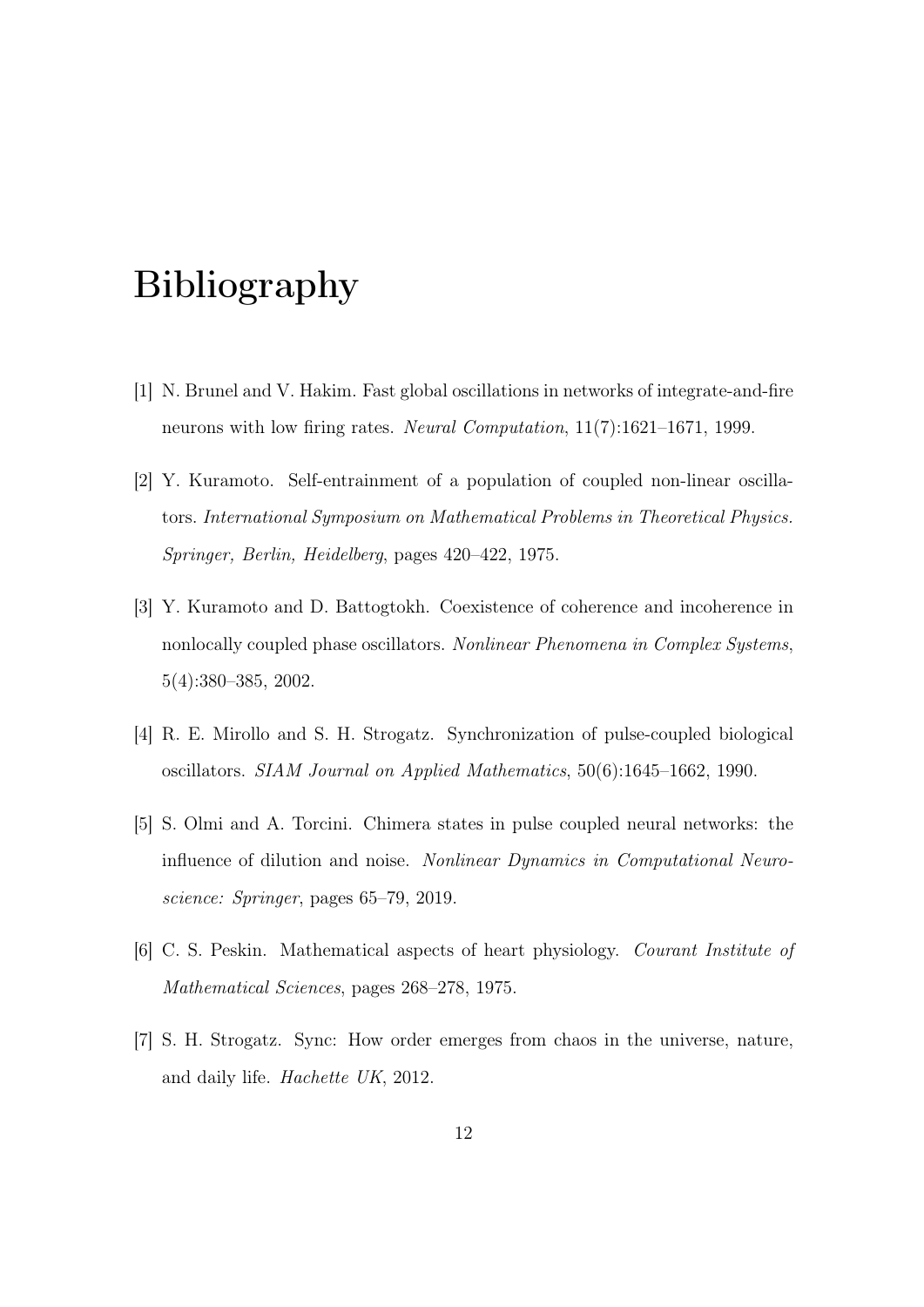# Bibliography

[1] N. Brunel and V. Hakim. Fast global oscillations in networks of integrate-and-fire neurons with low firing rates. *Neural Computation*, 11(7):1621–1671, 1999.

[2] Y. Kuramoto. Self-entrainment of a population of coupled non-linear oscillators. *International Symposium on Mathematical Problems in Theoretical Physics. Springer, Berlin, Heidelberg*, pages 420–422, 1975.

[3] Y. Kuramoto and D. Battogtokh. Coexistence of coherence and incoherence in nonlocally coupled phase oscillators. *Nonlinear Phenomena in Complex Systems*, 5(4):380–385, 2002.

[4] R. E. Mirollo and S. H. Strogatz. Synchronization of pulse-coupled biological oscillators. *SIAM Journal on Applied Mathematics*, 50(6):1645–1662, 1990.

[5] S. Olmi and A. Torcini. Chimera states in pulse coupled neural networks: the influence of dilution and noise. *Nonlinear Dynamics in Computational Neuroscience: Springer*, pages 65–79, 2019.

[6] C. S. Peskin. Mathematical aspects of heart physiology. *Courant Institute of Mathematical Sciences*, pages 268–278, 1975.

[7] S. H. Strogatz. Sync: How order emerges from chaos in the universe, nature, and daily life. *Hachette UK*, 2012.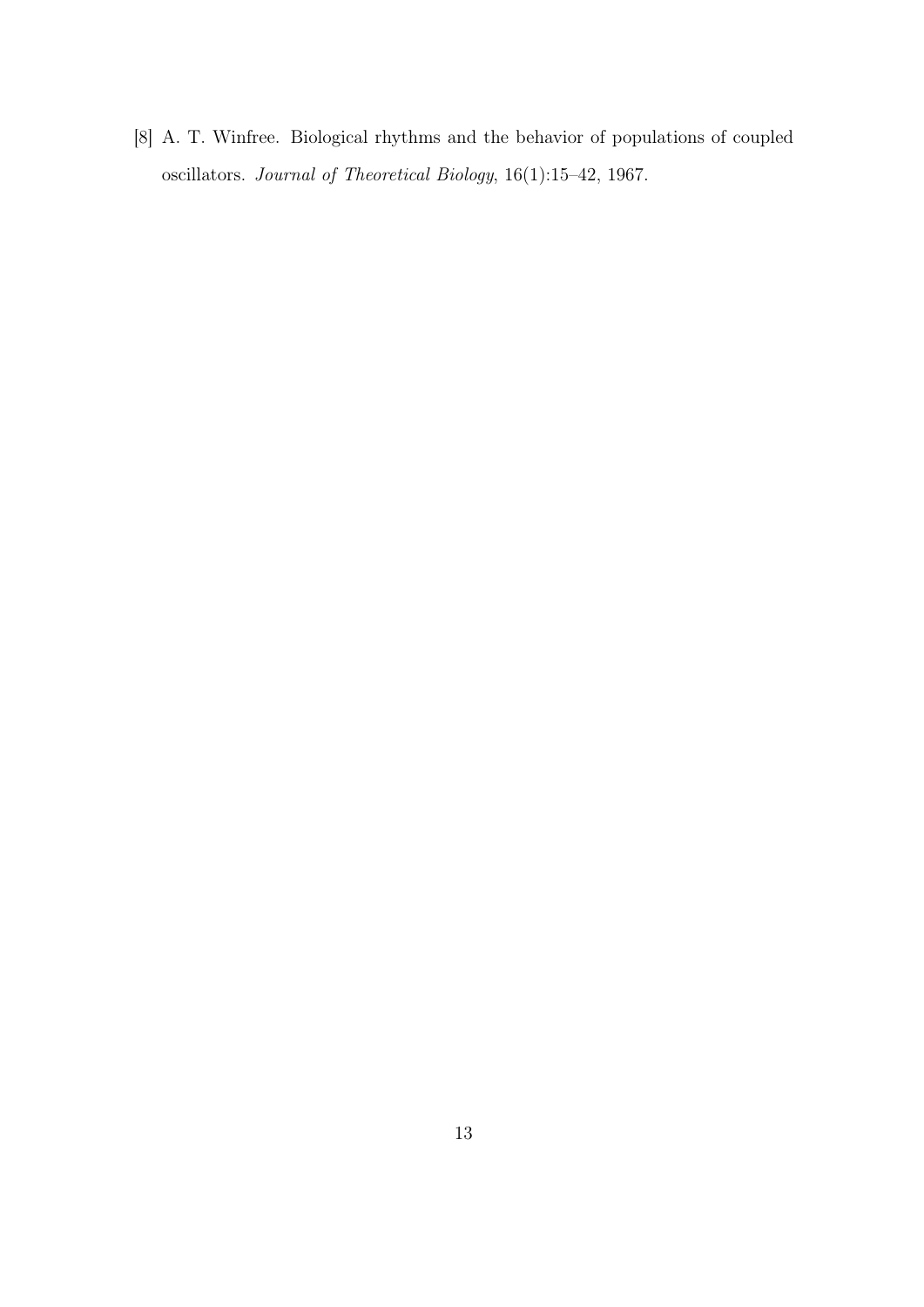[8] A. T. Winfree. Biological rhythms and the behavior of populations of coupled oscillators. *Journal of Theoretical Biology*, 16(1):15–42, 1967.